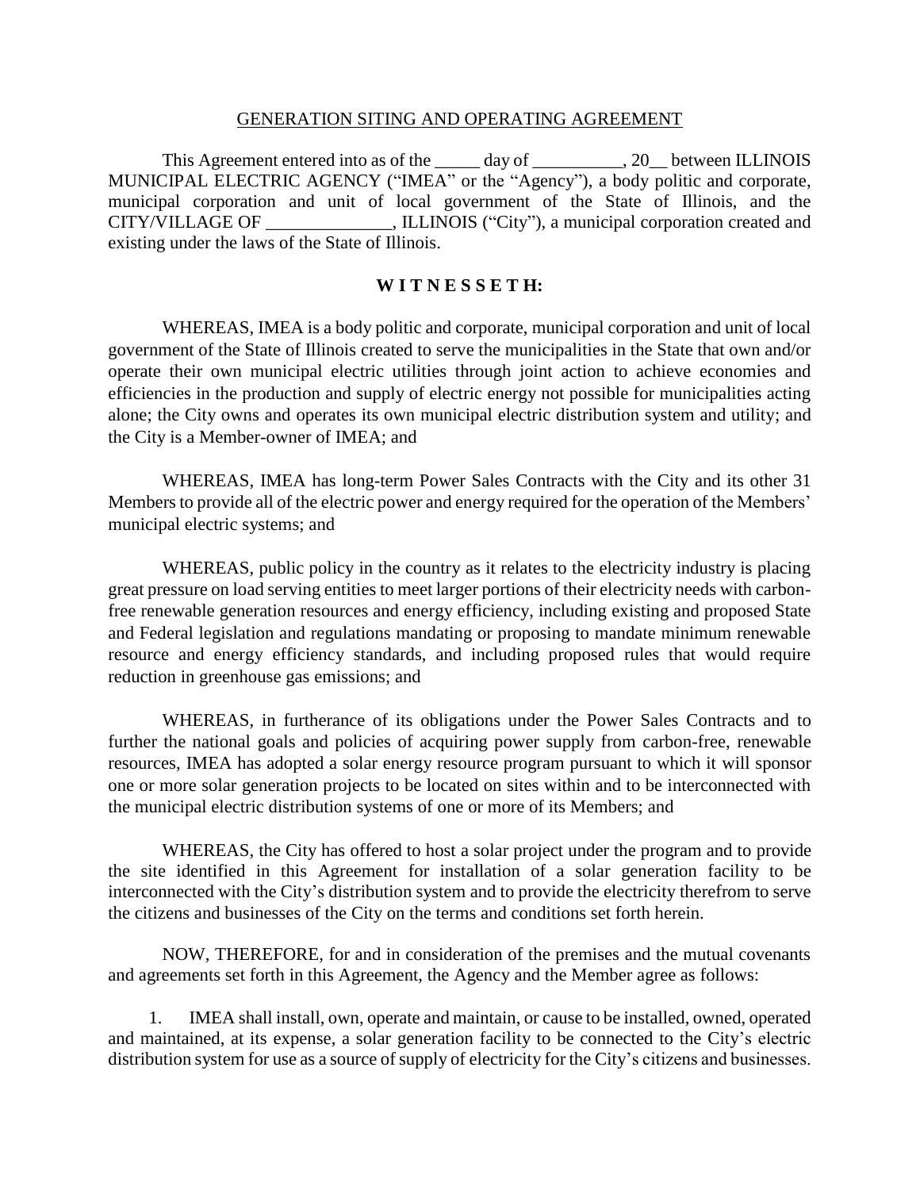<u>GENERATION SITING AND OPERATING AGREEMENT</u>

This Agreement entered into as of the _____ day of __________, 20__ between ILLINOIS MUNICIPAL ELECTRIC AGENCY ("IMEA" or the "Agency"), a body politic and corporate, municipal corporation and unit of local government of the State of Illinois, and the CITY/VILLAGE OF ______________, ILLINOIS ("City"), a municipal corporation created and existing under the laws of the State of Illinois.

**W I T N E S S E T H:**

WHEREAS, IMEA is a body politic and corporate, municipal corporation and unit of local government of the State of Illinois created to serve the municipalities in the State that own and/or operate their own municipal electric utilities through joint action to achieve economies and efficiencies in the production and supply of electric energy not possible for municipalities acting alone; the City owns and operates its own municipal electric distribution system and utility; and the City is a Member-owner of IMEA; and

WHEREAS, IMEA has long-term Power Sales Contracts with the City and its other 31 Members to provide all of the electric power and energy required for the operation of the Members' municipal electric systems; and

WHEREAS, public policy in the country as it relates to the electricity industry is placing great pressure on load serving entities to meet larger portions of their electricity needs with carbon-free renewable generation resources and energy efficiency, including existing and proposed State and Federal legislation and regulations mandating or proposing to mandate minimum renewable resource and energy efficiency standards, and including proposed rules that would require reduction in greenhouse gas emissions; and

WHEREAS, in furtherance of its obligations under the Power Sales Contracts and to further the national goals and policies of acquiring power supply from carbon-free, renewable resources, IMEA has adopted a solar energy resource program pursuant to which it will sponsor one or more solar generation projects to be located on sites within and to be interconnected with the municipal electric distribution systems of one or more of its Members; and

WHEREAS, the City has offered to host a solar project under the program and to provide the site identified in this Agreement for installation of a solar generation facility to be interconnected with the City's distribution system and to provide the electricity therefrom to serve the citizens and businesses of the City on the terms and conditions set forth herein.

NOW, THEREFORE, for and in consideration of the premises and the mutual covenants and agreements set forth in this Agreement, the Agency and the Member agree as follows:

1. IMEA shall install, own, operate and maintain, or cause to be installed, owned, operated and maintained, at its expense, a solar generation facility to be connected to the City's electric distribution system for use as a source of supply of electricity for the City's citizens and businesses.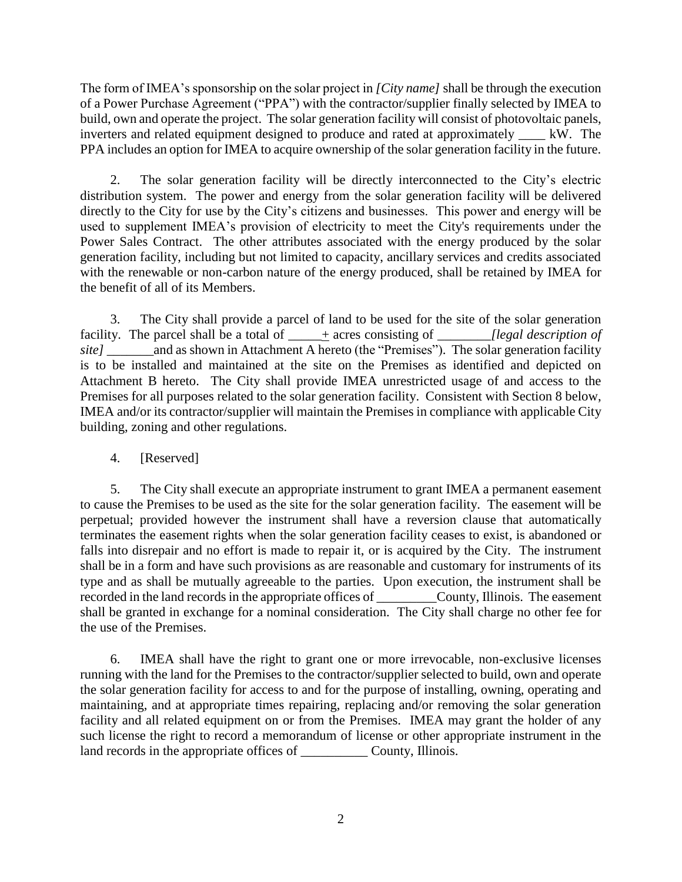The form of IMEA's sponsorship on the solar project in *[City name]* shall be through the execution of a Power Purchase Agreement ("PPA") with the contractor/supplier finally selected by IMEA to build, own and operate the project. The solar generation facility will consist of photovoltaic panels, inverters and related equipment designed to produce and rated at approximately ____ kW. The PPA includes an option for IMEA to acquire ownership of the solar generation facility in the future.

2. The solar generation facility will be directly interconnected to the City's electric distribution system. The power and energy from the solar generation facility will be delivered directly to the City for use by the City's citizens and businesses. This power and energy will be used to supplement IMEA's provision of electricity to meet the City's requirements under the Power Sales Contract. The other attributes associated with the energy produced by the solar generation facility, including but not limited to capacity, ancillary services and credits associated with the renewable or non-carbon nature of the energy produced, shall be retained by IMEA for the benefit of all of its Members.

3. The City shall provide a parcel of land to be used for the site of the solar generation facility. The parcel shall be a total of _____± acres consisting of ________*[legal description of site]* _______and as shown in Attachment A hereto (the "Premises"). The solar generation facility is to be installed and maintained at the site on the Premises as identified and depicted on Attachment B hereto. The City shall provide IMEA unrestricted usage of and access to the Premises for all purposes related to the solar generation facility. Consistent with Section 8 below, IMEA and/or its contractor/supplier will maintain the Premises in compliance with applicable City building, zoning and other regulations.

4. [Reserved]

5. The City shall execute an appropriate instrument to grant IMEA a permanent easement to cause the Premises to be used as the site for the solar generation facility. The easement will be perpetual; provided however the instrument shall have a reversion clause that automatically terminates the easement rights when the solar generation facility ceases to exist, is abandoned or falls into disrepair and no effort is made to repair it, or is acquired by the City. The instrument shall be in a form and have such provisions as are reasonable and customary for instruments of its type and as shall be mutually agreeable to the parties. Upon execution, the instrument shall be recorded in the land records in the appropriate offices of _________County, Illinois. The easement shall be granted in exchange for a nominal consideration. The City shall charge no other fee for the use of the Premises.

6. IMEA shall have the right to grant one or more irrevocable, non-exclusive licenses running with the land for the Premises to the contractor/supplier selected to build, own and operate the solar generation facility for access to and for the purpose of installing, owning, operating and maintaining, and at appropriate times repairing, replacing and/or removing the solar generation facility and all related equipment on or from the Premises. IMEA may grant the holder of any such license the right to record a memorandum of license or other appropriate instrument in the land records in the appropriate offices of __________ County, Illinois.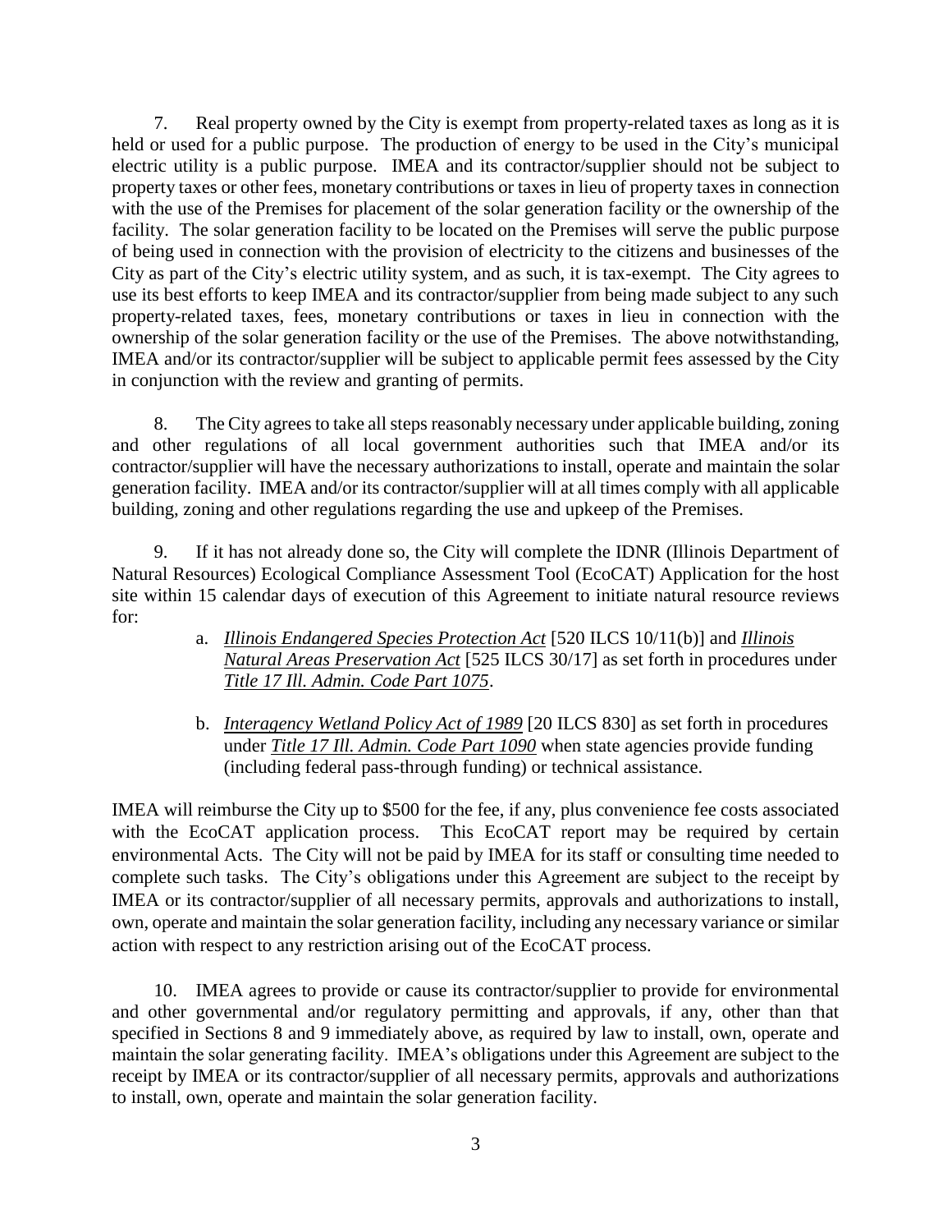7. Real property owned by the City is exempt from property-related taxes as long as it is held or used for a public purpose. The production of energy to be used in the City's municipal electric utility is a public purpose. IMEA and its contractor/supplier should not be subject to property taxes or other fees, monetary contributions or taxes in lieu of property taxes in connection with the use of the Premises for placement of the solar generation facility or the ownership of the facility. The solar generation facility to be located on the Premises will serve the public purpose of being used in connection with the provision of electricity to the citizens and businesses of the City as part of the City's electric utility system, and as such, it is tax-exempt. The City agrees to use its best efforts to keep IMEA and its contractor/supplier from being made subject to any such property-related taxes, fees, monetary contributions or taxes in lieu in connection with the ownership of the solar generation facility or the use of the Premises. The above notwithstanding, IMEA and/or its contractor/supplier will be subject to applicable permit fees assessed by the City in conjunction with the review and granting of permits.

8. The City agrees to take all steps reasonably necessary under applicable building, zoning and other regulations of all local government authorities such that IMEA and/or its contractor/supplier will have the necessary authorizations to install, operate and maintain the solar generation facility. IMEA and/or its contractor/supplier will at all times comply with all applicable building, zoning and other regulations regarding the use and upkeep of the Premises.

9. If it has not already done so, the City will complete the IDNR (Illinois Department of Natural Resources) Ecological Compliance Assessment Tool (EcoCAT) Application for the host site within 15 calendar days of execution of this Agreement to initiate natural resource reviews for:

   a. *Illinois Endangered Species Protection Act* [520 ILCS 10/11(b)] and *Illinois Natural Areas Preservation Act* [525 ILCS 30/17] as set forth in procedures under *Title 17 Ill. Admin. Code Part 1075*.

   b. *Interagency Wetland Policy Act of 1989* [20 ILCS 830] as set forth in procedures under *Title 17 Ill. Admin. Code Part 1090* when state agencies provide funding (including federal pass-through funding) or technical assistance.

IMEA will reimburse the City up to $500 for the fee, if any, plus convenience fee costs associated with the EcoCAT application process. This EcoCAT report may be required by certain environmental Acts. The City will not be paid by IMEA for its staff or consulting time needed to complete such tasks. The City's obligations under this Agreement are subject to the receipt by IMEA or its contractor/supplier of all necessary permits, approvals and authorizations to install, own, operate and maintain the solar generation facility, including any necessary variance or similar action with respect to any restriction arising out of the EcoCAT process.

10. IMEA agrees to provide or cause its contractor/supplier to provide for environmental and other governmental and/or regulatory permitting and approvals, if any, other than that specified in Sections 8 and 9 immediately above, as required by law to install, own, operate and maintain the solar generating facility. IMEA's obligations under this Agreement are subject to the receipt by IMEA or its contractor/supplier of all necessary permits, approvals and authorizations to install, own, operate and maintain the solar generation facility.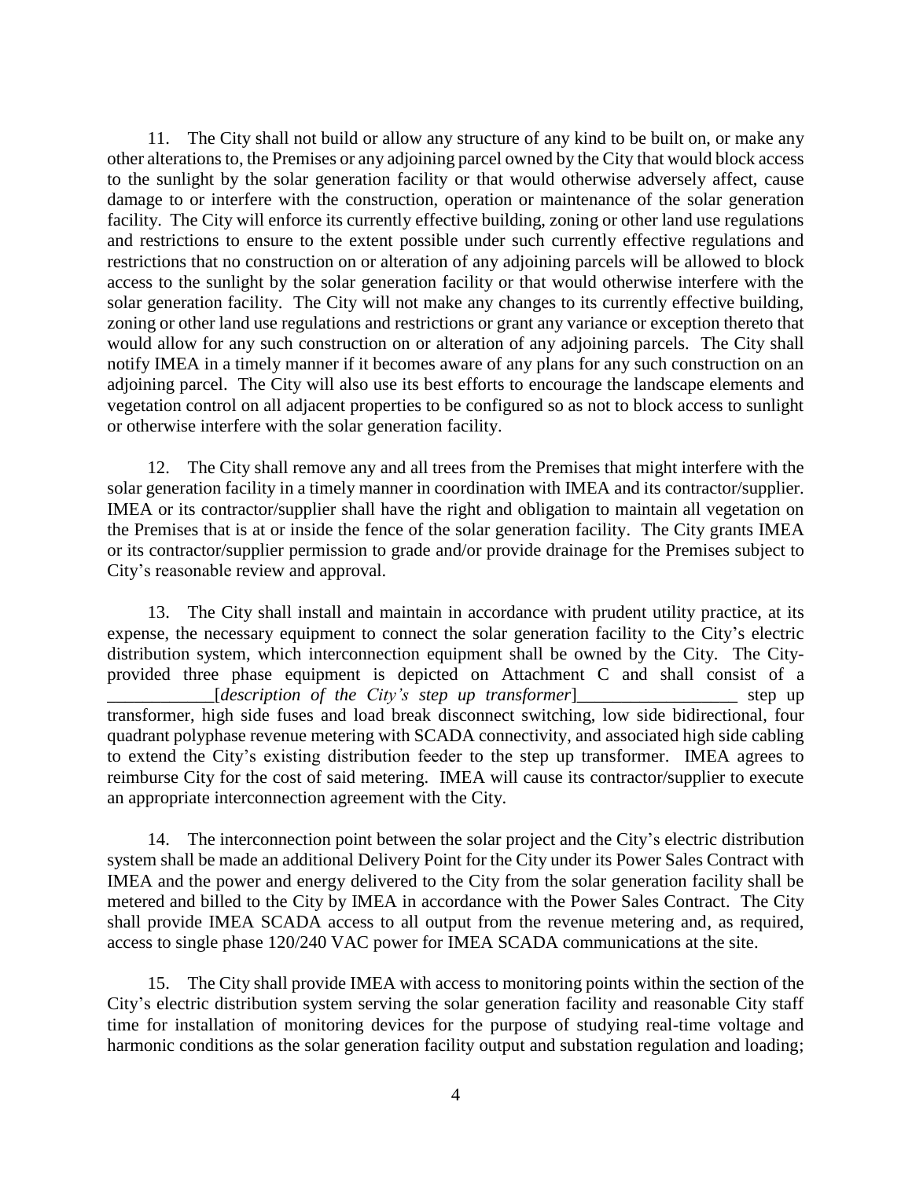11. The City shall not build or allow any structure of any kind to be built on, or make any other alterations to, the Premises or any adjoining parcel owned by the City that would block access to the sunlight by the solar generation facility or that would otherwise adversely affect, cause damage to or interfere with the construction, operation or maintenance of the solar generation facility. The City will enforce its currently effective building, zoning or other land use regulations and restrictions to ensure to the extent possible under such currently effective regulations and restrictions that no construction on or alteration of any adjoining parcels will be allowed to block access to the sunlight by the solar generation facility or that would otherwise interfere with the solar generation facility. The City will not make any changes to its currently effective building, zoning or other land use regulations and restrictions or grant any variance or exception thereto that would allow for any such construction on or alteration of any adjoining parcels. The City shall notify IMEA in a timely manner if it becomes aware of any plans for any such construction on an adjoining parcel. The City will also use its best efforts to encourage the landscape elements and vegetation control on all adjacent properties to be configured so as not to block access to sunlight or otherwise interfere with the solar generation facility.

12. The City shall remove any and all trees from the Premises that might interfere with the solar generation facility in a timely manner in coordination with IMEA and its contractor/supplier. IMEA or its contractor/supplier shall have the right and obligation to maintain all vegetation on the Premises that is at or inside the fence of the solar generation facility. The City grants IMEA or its contractor/supplier permission to grade and/or provide drainage for the Premises subject to City's reasonable review and approval.

13. The City shall install and maintain in accordance with prudent utility practice, at its expense, the necessary equipment to connect the solar generation facility to the City's electric distribution system, which interconnection equipment shall be owned by the City. The City-provided three phase equipment is depicted on Attachment C and shall consist of a ____________[*description of the City's step up transformer*]__________________ step up transformer, high side fuses and load break disconnect switching, low side bidirectional, four quadrant polyphase revenue metering with SCADA connectivity, and associated high side cabling to extend the City's existing distribution feeder to the step up transformer. IMEA agrees to reimburse City for the cost of said metering. IMEA will cause its contractor/supplier to execute an appropriate interconnection agreement with the City.

14. The interconnection point between the solar project and the City's electric distribution system shall be made an additional Delivery Point for the City under its Power Sales Contract with IMEA and the power and energy delivered to the City from the solar generation facility shall be metered and billed to the City by IMEA in accordance with the Power Sales Contract. The City shall provide IMEA SCADA access to all output from the revenue metering and, as required, access to single phase 120/240 VAC power for IMEA SCADA communications at the site.

15. The City shall provide IMEA with access to monitoring points within the section of the City's electric distribution system serving the solar generation facility and reasonable City staff time for installation of monitoring devices for the purpose of studying real-time voltage and harmonic conditions as the solar generation facility output and substation regulation and loading;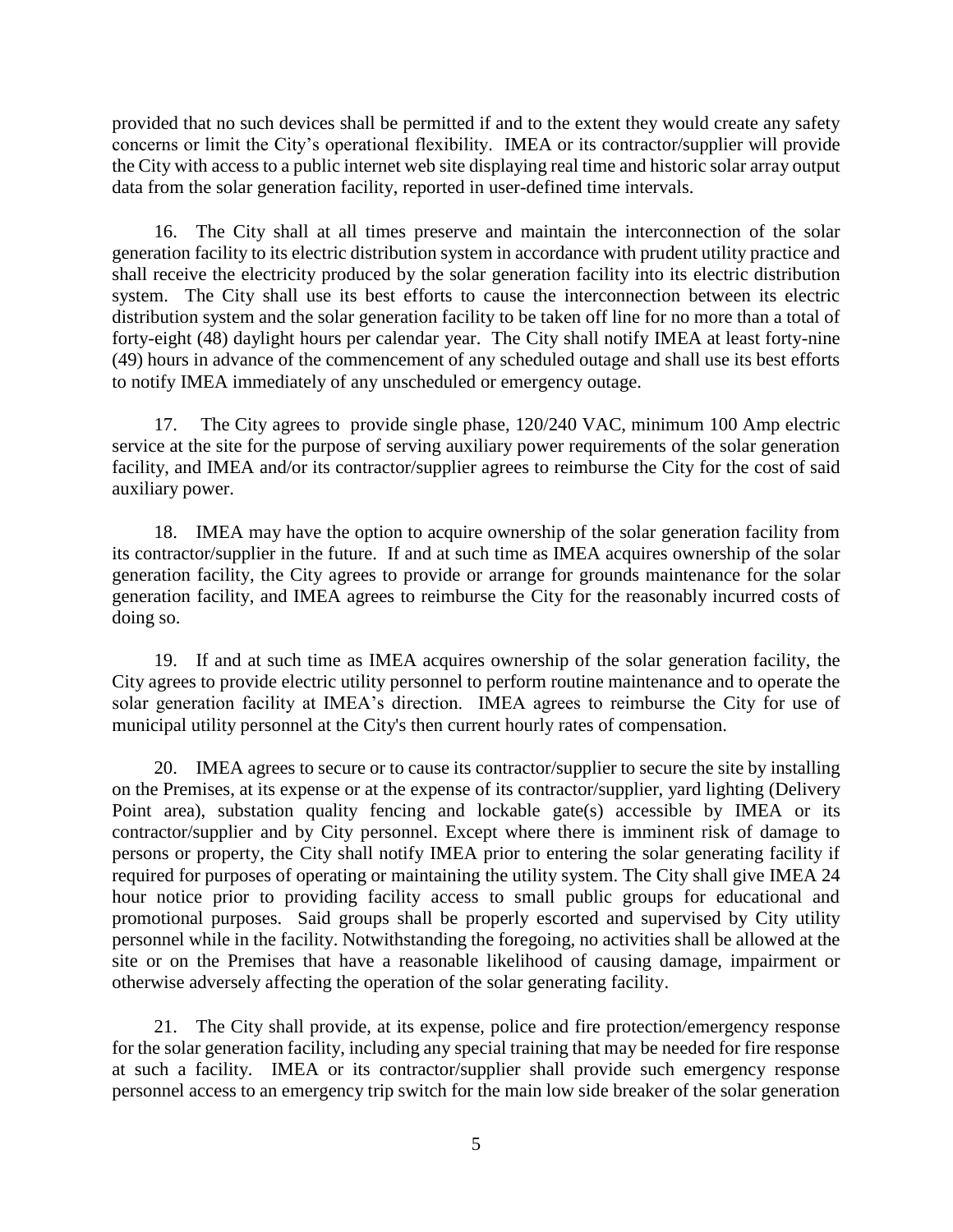provided that no such devices shall be permitted if and to the extent they would create any safety concerns or limit the City's operational flexibility. IMEA or its contractor/supplier will provide the City with access to a public internet web site displaying real time and historic solar array output data from the solar generation facility, reported in user-defined time intervals.

16. The City shall at all times preserve and maintain the interconnection of the solar generation facility to its electric distribution system in accordance with prudent utility practice and shall receive the electricity produced by the solar generation facility into its electric distribution system. The City shall use its best efforts to cause the interconnection between its electric distribution system and the solar generation facility to be taken off line for no more than a total of forty-eight (48) daylight hours per calendar year. The City shall notify IMEA at least forty-nine (49) hours in advance of the commencement of any scheduled outage and shall use its best efforts to notify IMEA immediately of any unscheduled or emergency outage.

17. The City agrees to provide single phase, 120/240 VAC, minimum 100 Amp electric service at the site for the purpose of serving auxiliary power requirements of the solar generation facility, and IMEA and/or its contractor/supplier agrees to reimburse the City for the cost of said auxiliary power.

18. IMEA may have the option to acquire ownership of the solar generation facility from its contractor/supplier in the future. If and at such time as IMEA acquires ownership of the solar generation facility, the City agrees to provide or arrange for grounds maintenance for the solar generation facility, and IMEA agrees to reimburse the City for the reasonably incurred costs of doing so.

19. If and at such time as IMEA acquires ownership of the solar generation facility, the City agrees to provide electric utility personnel to perform routine maintenance and to operate the solar generation facility at IMEA's direction. IMEA agrees to reimburse the City for use of municipal utility personnel at the City's then current hourly rates of compensation.

20. IMEA agrees to secure or to cause its contractor/supplier to secure the site by installing on the Premises, at its expense or at the expense of its contractor/supplier, yard lighting (Delivery Point area), substation quality fencing and lockable gate(s) accessible by IMEA or its contractor/supplier and by City personnel. Except where there is imminent risk of damage to persons or property, the City shall notify IMEA prior to entering the solar generating facility if required for purposes of operating or maintaining the utility system. The City shall give IMEA 24 hour notice prior to providing facility access to small public groups for educational and promotional purposes. Said groups shall be properly escorted and supervised by City utility personnel while in the facility. Notwithstanding the foregoing, no activities shall be allowed at the site or on the Premises that have a reasonable likelihood of causing damage, impairment or otherwise adversely affecting the operation of the solar generating facility.

21. The City shall provide, at its expense, police and fire protection/emergency response for the solar generation facility, including any special training that may be needed for fire response at such a facility. IMEA or its contractor/supplier shall provide such emergency response personnel access to an emergency trip switch for the main low side breaker of the solar generation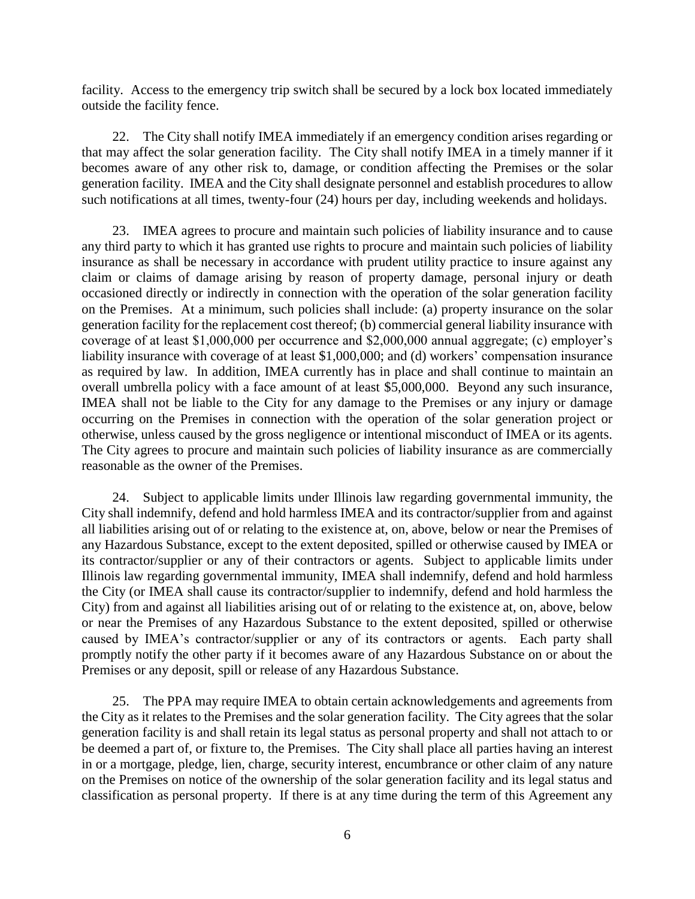facility. Access to the emergency trip switch shall be secured by a lock box located immediately outside the facility fence.

22. The City shall notify IMEA immediately if an emergency condition arises regarding or that may affect the solar generation facility. The City shall notify IMEA in a timely manner if it becomes aware of any other risk to, damage, or condition affecting the Premises or the solar generation facility. IMEA and the City shall designate personnel and establish procedures to allow such notifications at all times, twenty-four (24) hours per day, including weekends and holidays.

23. IMEA agrees to procure and maintain such policies of liability insurance and to cause any third party to which it has granted use rights to procure and maintain such policies of liability insurance as shall be necessary in accordance with prudent utility practice to insure against any claim or claims of damage arising by reason of property damage, personal injury or death occasioned directly or indirectly in connection with the operation of the solar generation facility on the Premises. At a minimum, such policies shall include: (a) property insurance on the solar generation facility for the replacement cost thereof; (b) commercial general liability insurance with coverage of at least $1,000,000 per occurrence and $2,000,000 annual aggregate; (c) employer's liability insurance with coverage of at least $1,000,000; and (d) workers' compensation insurance as required by law. In addition, IMEA currently has in place and shall continue to maintain an overall umbrella policy with a face amount of at least $5,000,000. Beyond any such insurance, IMEA shall not be liable to the City for any damage to the Premises or any injury or damage occurring on the Premises in connection with the operation of the solar generation project or otherwise, unless caused by the gross negligence or intentional misconduct of IMEA or its agents. The City agrees to procure and maintain such policies of liability insurance as are commercially reasonable as the owner of the Premises.

24. Subject to applicable limits under Illinois law regarding governmental immunity, the City shall indemnify, defend and hold harmless IMEA and its contractor/supplier from and against all liabilities arising out of or relating to the existence at, on, above, below or near the Premises of any Hazardous Substance, except to the extent deposited, spilled or otherwise caused by IMEA or its contractor/supplier or any of their contractors or agents. Subject to applicable limits under Illinois law regarding governmental immunity, IMEA shall indemnify, defend and hold harmless the City (or IMEA shall cause its contractor/supplier to indemnify, defend and hold harmless the City) from and against all liabilities arising out of or relating to the existence at, on, above, below or near the Premises of any Hazardous Substance to the extent deposited, spilled or otherwise caused by IMEA's contractor/supplier or any of its contractors or agents. Each party shall promptly notify the other party if it becomes aware of any Hazardous Substance on or about the Premises or any deposit, spill or release of any Hazardous Substance.

25. The PPA may require IMEA to obtain certain acknowledgements and agreements from the City as it relates to the Premises and the solar generation facility. The City agrees that the solar generation facility is and shall retain its legal status as personal property and shall not attach to or be deemed a part of, or fixture to, the Premises. The City shall place all parties having an interest in or a mortgage, pledge, lien, charge, security interest, encumbrance or other claim of any nature on the Premises on notice of the ownership of the solar generation facility and its legal status and classification as personal property. If there is at any time during the term of this Agreement any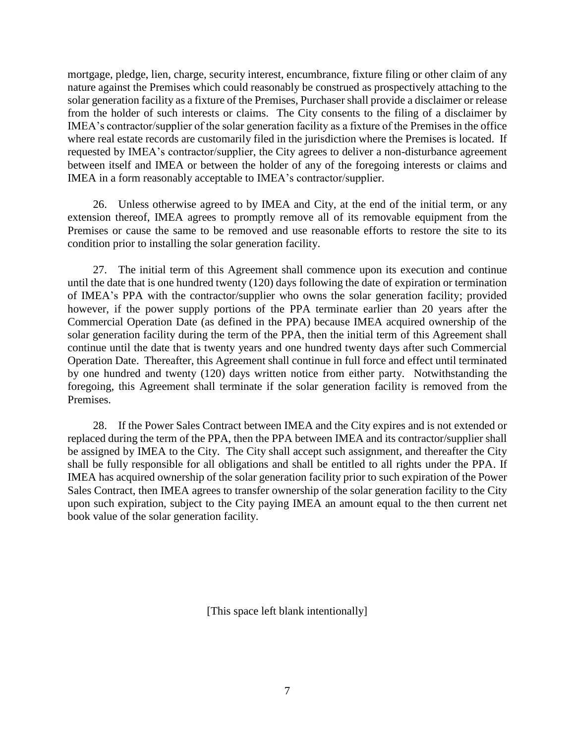mortgage, pledge, lien, charge, security interest, encumbrance, fixture filing or other claim of any nature against the Premises which could reasonably be construed as prospectively attaching to the solar generation facility as a fixture of the Premises, Purchaser shall provide a disclaimer or release from the holder of such interests or claims. The City consents to the filing of a disclaimer by IMEA's contractor/supplier of the solar generation facility as a fixture of the Premises in the office where real estate records are customarily filed in the jurisdiction where the Premises is located. If requested by IMEA's contractor/supplier, the City agrees to deliver a non-disturbance agreement between itself and IMEA or between the holder of any of the foregoing interests or claims and IMEA in a form reasonably acceptable to IMEA's contractor/supplier.

26. Unless otherwise agreed to by IMEA and City, at the end of the initial term, or any extension thereof, IMEA agrees to promptly remove all of its removable equipment from the Premises or cause the same to be removed and use reasonable efforts to restore the site to its condition prior to installing the solar generation facility.

27. The initial term of this Agreement shall commence upon its execution and continue until the date that is one hundred twenty (120) days following the date of expiration or termination of IMEA's PPA with the contractor/supplier who owns the solar generation facility; provided however, if the power supply portions of the PPA terminate earlier than 20 years after the Commercial Operation Date (as defined in the PPA) because IMEA acquired ownership of the solar generation facility during the term of the PPA, then the initial term of this Agreement shall continue until the date that is twenty years and one hundred twenty days after such Commercial Operation Date. Thereafter, this Agreement shall continue in full force and effect until terminated by one hundred and twenty (120) days written notice from either party. Notwithstanding the foregoing, this Agreement shall terminate if the solar generation facility is removed from the Premises.

28. If the Power Sales Contract between IMEA and the City expires and is not extended or replaced during the term of the PPA, then the PPA between IMEA and its contractor/supplier shall be assigned by IMEA to the City. The City shall accept such assignment, and thereafter the City shall be fully responsible for all obligations and shall be entitled to all rights under the PPA. If IMEA has acquired ownership of the solar generation facility prior to such expiration of the Power Sales Contract, then IMEA agrees to transfer ownership of the solar generation facility to the City upon such expiration, subject to the City paying IMEA an amount equal to the then current net book value of the solar generation facility.

[This space left blank intentionally]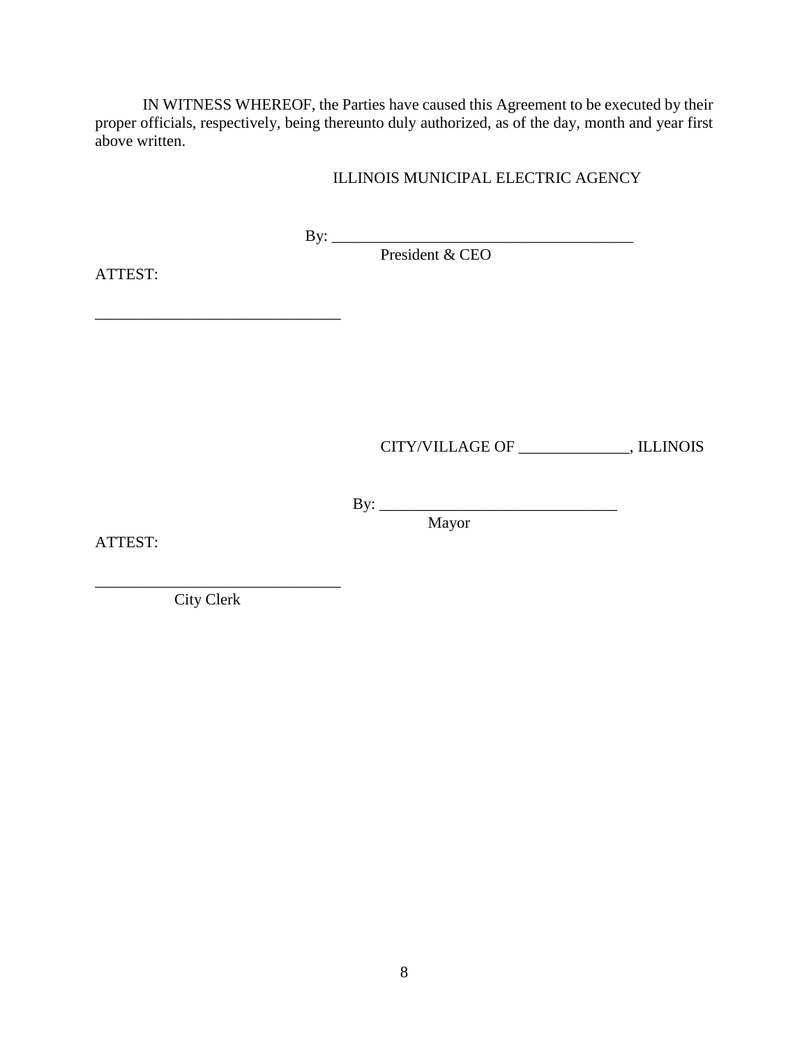IN WITNESS WHEREOF, the Parties have caused this Agreement to be executed by their proper officials, respectively, being thereunto duly authorized, as of the day, month and year first above written.

ILLINOIS MUNICIPAL ELECTRIC AGENCY

By: _______________________________________
President & CEO

ATTEST:

_______________________________

CITY/VILLAGE OF ______________, ILLINOIS

By: ______________________________
Mayor

ATTEST:

_______________________________
City Clerk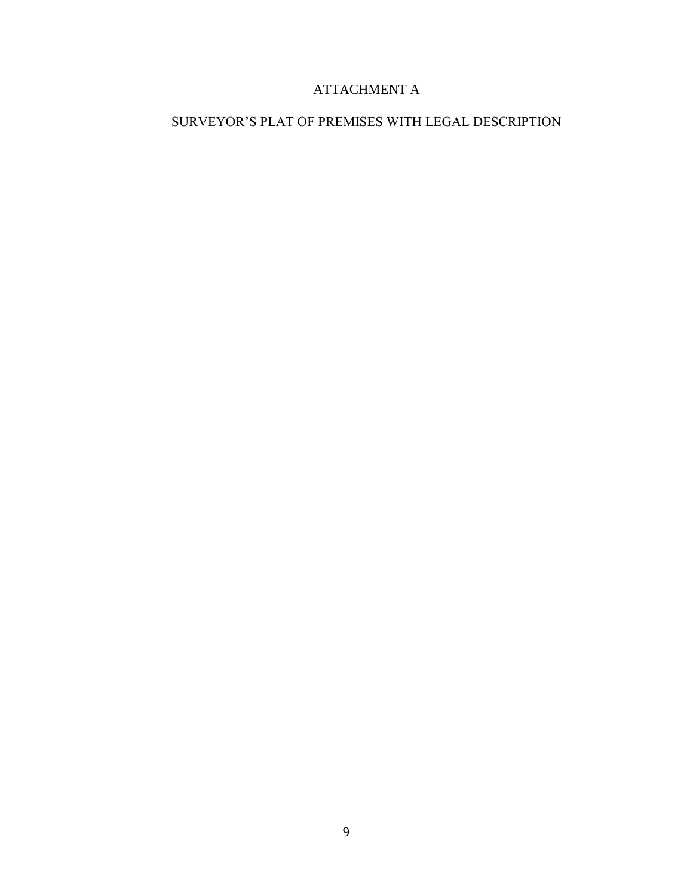# ATTACHMENT A

## SURVEYOR'S PLAT OF PREMISES WITH LEGAL DESCRIPTION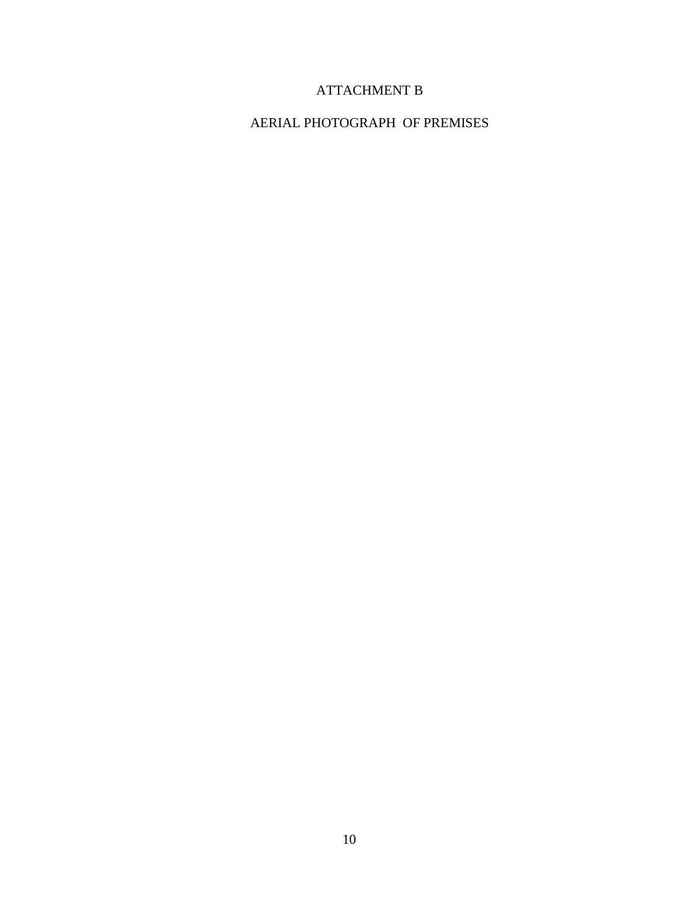# ATTACHMENT B

## AERIAL PHOTOGRAPH OF PREMISES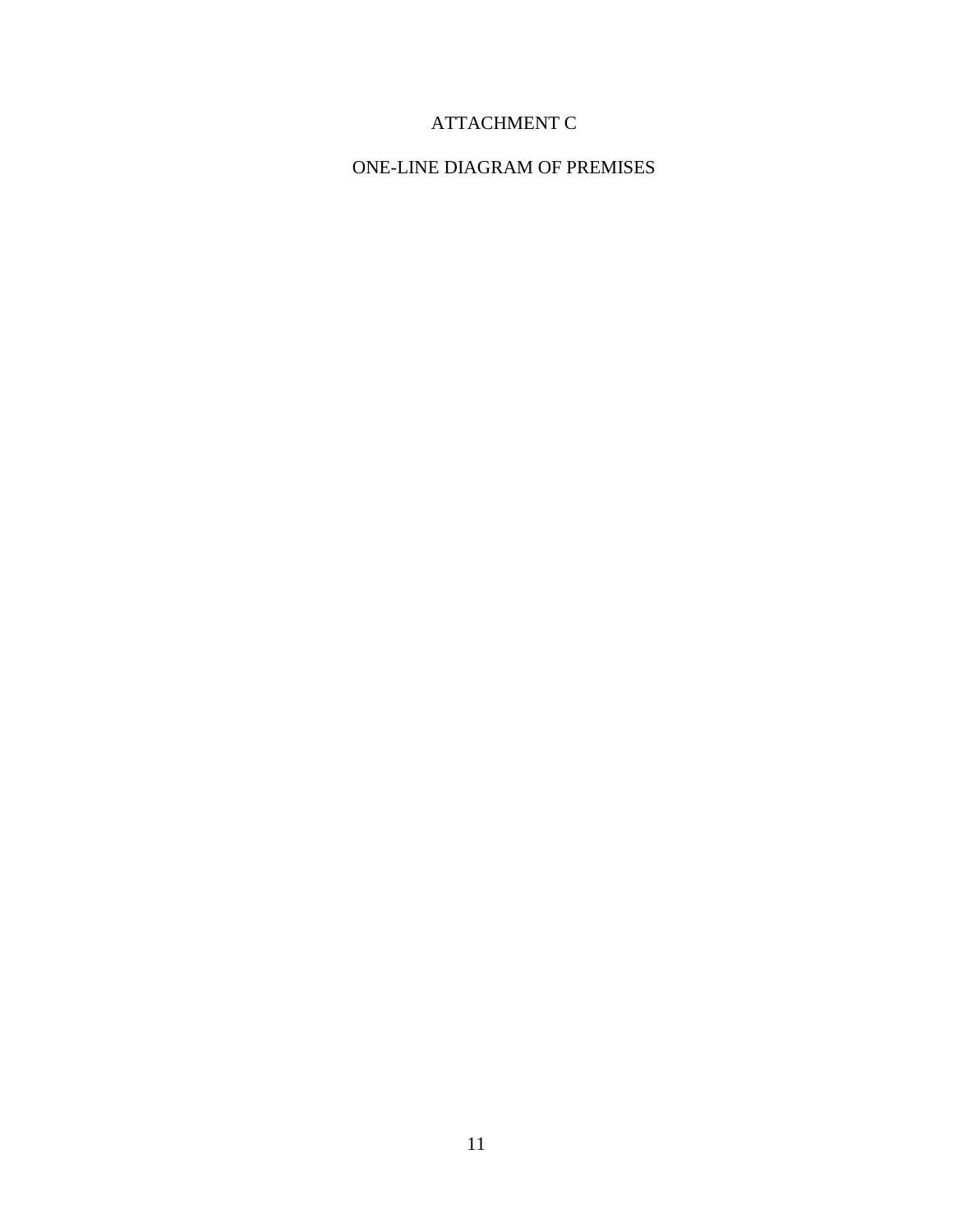# ATTACHMENT C

## ONE-LINE DIAGRAM OF PREMISES